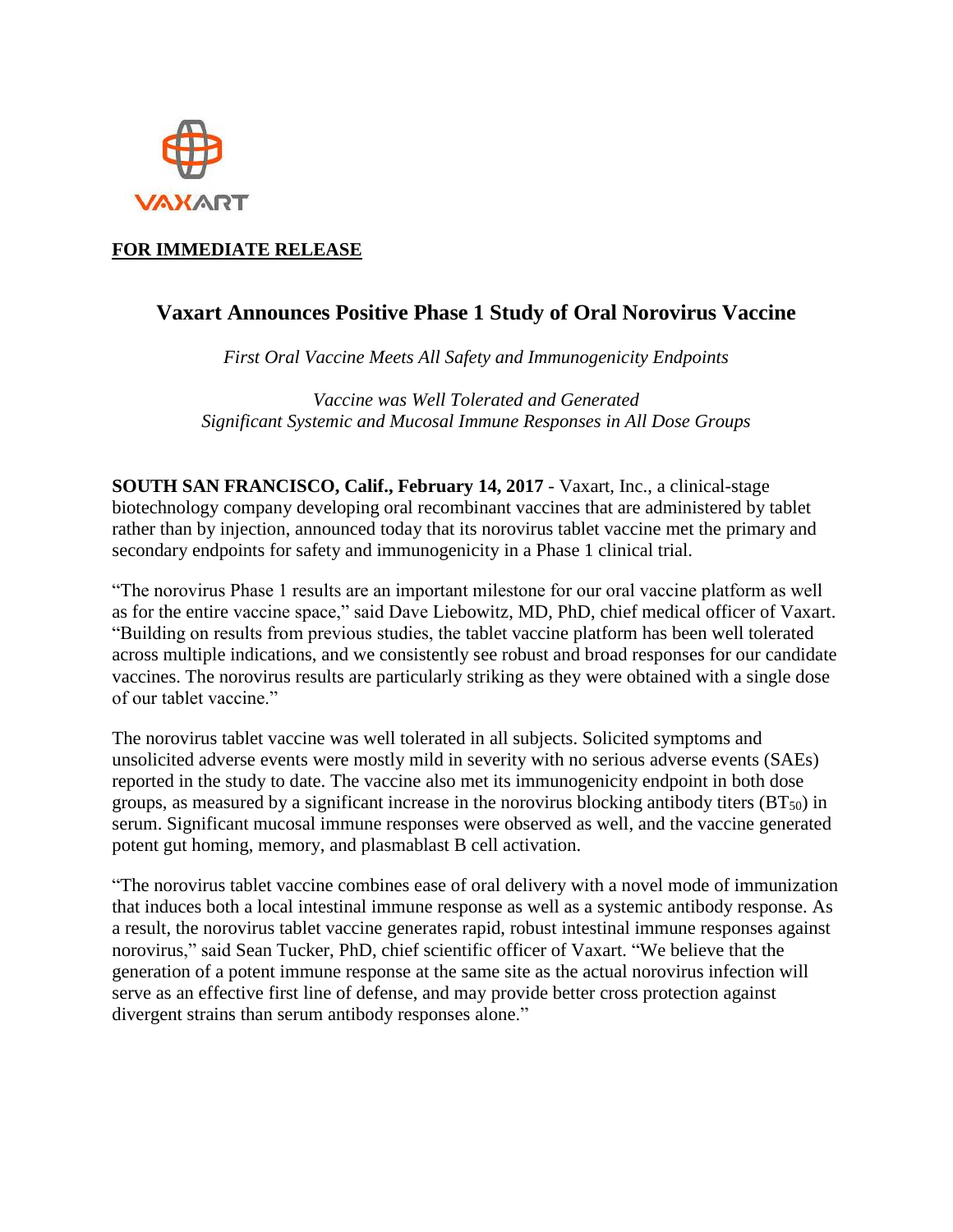VAXART

**FOR IMMEDIATE RELEASE**

## Vaxart Announces Positive Phase 1 Study of Oral Norovirus Vaccine

*First Oral Vaccine Meets All Safety and Immunogenicity Endpoints*

*Vaccine was Well Tolerated and Generated Significant Systemic and Mucosal Immune Responses in All Dose Groups*

**SOUTH SAN FRANCISCO, Calif., February 14, 2017** - Vaxart, Inc., a clinical-stage biotechnology company developing oral recombinant vaccines that are administered by tablet rather than by injection, announced today that its norovirus tablet vaccine met the primary and secondary endpoints for safety and immunogenicity in a Phase 1 clinical trial.

"The norovirus Phase 1 results are an important milestone for our oral vaccine platform as well as for the entire vaccine space," said Dave Liebowitz, MD, PhD, chief medical officer of Vaxart. "Building on results from previous studies, the tablet vaccine platform has been well tolerated across multiple indications, and we consistently see robust and broad responses for our candidate vaccines. The norovirus results are particularly striking as they were obtained with a single dose of our tablet vaccine."

The norovirus tablet vaccine was well tolerated in all subjects. Solicited symptoms and unsolicited adverse events were mostly mild in severity with no serious adverse events (SAEs) reported in the study to date. The vaccine also met its immunogenicity endpoint in both dose groups, as measured by a significant increase in the norovirus blocking antibody titers ($BT_{50}$) in serum. Significant mucosal immune responses were observed as well, and the vaccine generated potent gut homing, memory, and plasmablast B cell activation.

"The norovirus tablet vaccine combines ease of oral delivery with a novel mode of immunization that induces both a local intestinal immune response as well as a systemic antibody response. As a result, the norovirus tablet vaccine generates rapid, robust intestinal immune responses against norovirus," said Sean Tucker, PhD, chief scientific officer of Vaxart. "We believe that the generation of a potent immune response at the same site as the actual norovirus infection will serve as an effective first line of defense, and may provide better cross protection against divergent strains than serum antibody responses alone."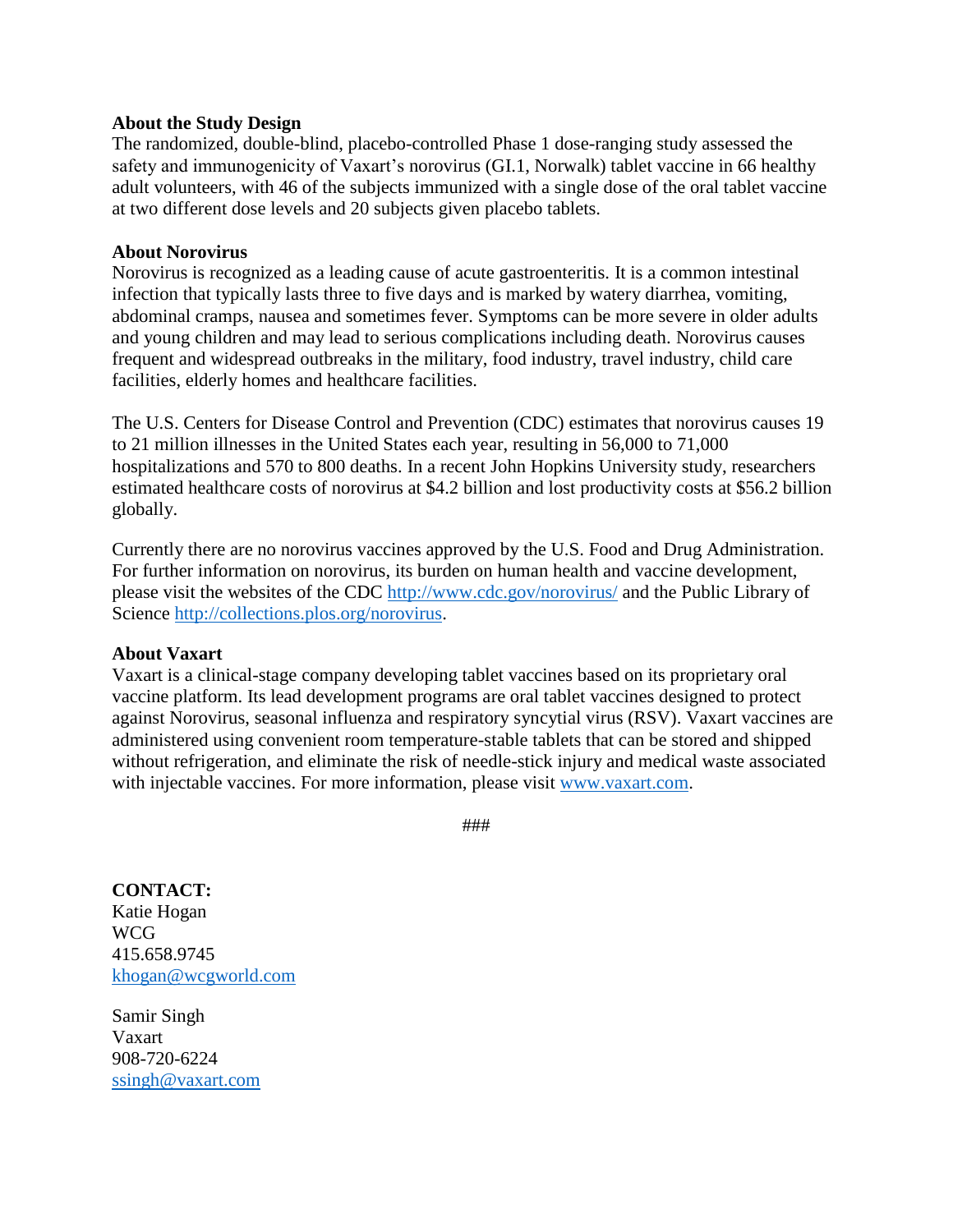**About the Study Design**

The randomized, double-blind, placebo-controlled Phase 1 dose-ranging study assessed the safety and immunogenicity of Vaxart's norovirus (GI.1, Norwalk) tablet vaccine in 66 healthy adult volunteers, with 46 of the subjects immunized with a single dose of the oral tablet vaccine at two different dose levels and 20 subjects given placebo tablets.

**About Norovirus**

Norovirus is recognized as a leading cause of acute gastroenteritis. It is a common intestinal infection that typically lasts three to five days and is marked by watery diarrhea, vomiting, abdominal cramps, nausea and sometimes fever. Symptoms can be more severe in older adults and young children and may lead to serious complications including death. Norovirus causes frequent and widespread outbreaks in the military, food industry, travel industry, child care facilities, elderly homes and healthcare facilities.

The U.S. Centers for Disease Control and Prevention (CDC) estimates that norovirus causes 19 to 21 million illnesses in the United States each year, resulting in 56,000 to 71,000 hospitalizations and 570 to 800 deaths. In a recent John Hopkins University study, researchers estimated healthcare costs of norovirus at $4.2 billion and lost productivity costs at $56.2 billion globally.

Currently there are no norovirus vaccines approved by the U.S. Food and Drug Administration. For further information on norovirus, its burden on human health and vaccine development, please visit the websites of the CDC http://www.cdc.gov/norovirus/ and the Public Library of Science http://collections.plos.org/norovirus.

**About Vaxart**

Vaxart is a clinical-stage company developing tablet vaccines based on its proprietary oral vaccine platform. Its lead development programs are oral tablet vaccines designed to protect against Norovirus, seasonal influenza and respiratory syncytial virus (RSV). Vaxart vaccines are administered using convenient room temperature-stable tablets that can be stored and shipped without refrigeration, and eliminate the risk of needle-stick injury and medical waste associated with injectable vaccines. For more information, please visit www.vaxart.com.

###

**CONTACT:**

Katie Hogan
WCG
415.658.9745
khogan@wcgworld.com

Samir Singh
Vaxart
908-720-6224
ssingh@vaxart.com